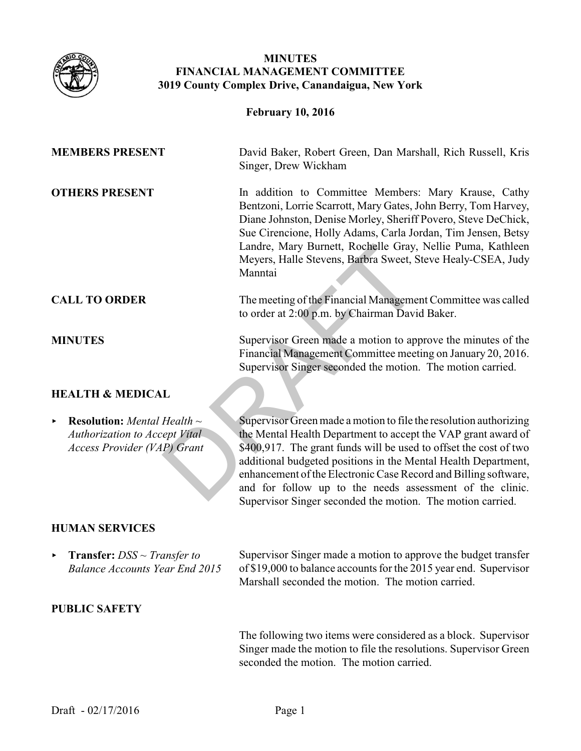# MINUTES
## FINANCIAL MANAGEMENT COMMITTEE
### 3019 County Complex Drive, Canandaigua, New York

**February 10, 2016**

**MEMBERS PRESENT**

David Baker, Robert Green, Dan Marshall, Rich Russell, Kris Singer, Drew Wickham

**OTHERS PRESENT**

In addition to Committee Members: Mary Krause, Cathy Bentzoni, Lorrie Scarrott, Mary Gates, John Berry, Tom Harvey, Diane Johnston, Denise Morley, Sheriff Povero, Steve DeChick, Sue Cirencione, Holly Adams, Carla Jordan, Tim Jensen, Betsy Landre, Mary Burnett, Rochelle Gray, Nellie Puma, Kathleen Meyers, Halle Stevens, Barbra Sweet, Steve Healy-CSEA, Judy Manntai

**CALL TO ORDER**

The meeting of the Financial Management Committee was called to order at 2:00 p.m. by Chairman David Baker.

**MINUTES**

Supervisor Green made a motion to approve the minutes of the Financial Management Committee meeting on January 20, 2016. Supervisor Singer seconded the motion. The motion carried.

**HEALTH & MEDICAL**

- **Resolution:** *Mental Health ~ Authorization to Accept Vital Access Provider (VAP) Grant*

  Supervisor Green made a motion to file the resolution authorizing the Mental Health Department to accept the VAP grant award of $400,917. The grant funds will be used to offset the cost of two additional budgeted positions in the Mental Health Department, enhancement of the Electronic Case Record and Billing software, and for follow up to the needs assessment of the clinic. Supervisor Singer seconded the motion. The motion carried.

**HUMAN SERVICES**

- **Transfer:** *DSS ~ Transfer to Balance Accounts Year End 2015*

  Supervisor Singer made a motion to approve the budget transfer of $19,000 to balance accounts for the 2015 year end. Supervisor Marshall seconded the motion. The motion carried.

**PUBLIC SAFETY**

The following two items were considered as a block. Supervisor Singer made the motion to file the resolutions. Supervisor Green seconded the motion. The motion carried.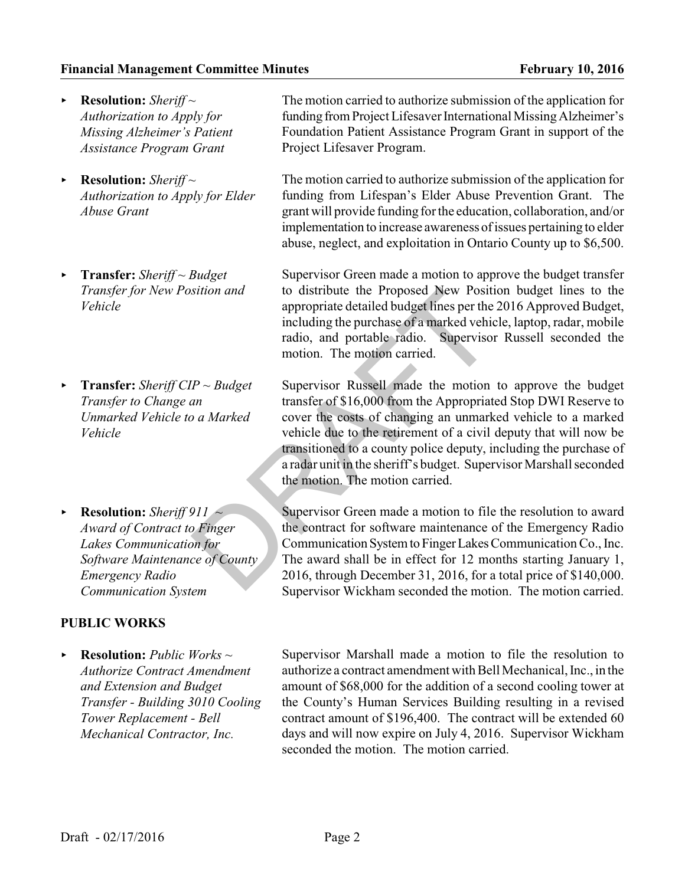- **Resolution:** *Sheriff ~ Authorization to Apply for Missing Alzheimer's Patient Assistance Program Grant*

  The motion carried to authorize submission of the application for funding from Project Lifesaver International Missing Alzheimer's Foundation Patient Assistance Program Grant in support of the Project Lifesaver Program.

- **Resolution:** *Sheriff ~ Authorization to Apply for Elder Abuse Grant*

  The motion carried to authorize submission of the application for funding from Lifespan's Elder Abuse Prevention Grant. The grant will provide funding for the education, collaboration, and/or implementation to increase awareness of issues pertaining to elder abuse, neglect, and exploitation in Ontario County up to $6,500.

- **Transfer:** *Sheriff ~ Budget Transfer for New Position and Vehicle*

  Supervisor Green made a motion to approve the budget transfer to distribute the Proposed New Position budget lines to the appropriate detailed budget lines per the 2016 Approved Budget, including the purchase of a marked vehicle, laptop, radar, mobile radio, and portable radio. Supervisor Russell seconded the motion. The motion carried.

- **Transfer:** *Sheriff CIP ~ Budget Transfer to Change an Unmarked Vehicle to a Marked Vehicle*

  Supervisor Russell made the motion to approve the budget transfer of $16,000 from the Appropriated Stop DWI Reserve to cover the costs of changing an unmarked vehicle to a marked vehicle due to the retirement of a civil deputy that will now be transitioned to a county police deputy, including the purchase of a radar unit in the sheriff's budget. Supervisor Marshall seconded the motion. The motion carried.

- **Resolution:** *Sheriff 911 ~ Award of Contract to Finger Lakes Communication for Software Maintenance of County Emergency Radio Communication System*

  Supervisor Green made a motion to file the resolution to award the contract for software maintenance of the Emergency Radio Communication System to Finger Lakes Communication Co., Inc. The award shall be in effect for 12 months starting January 1, 2016, through December 31, 2016, for a total price of $140,000. Supervisor Wickham seconded the motion. The motion carried.

## PUBLIC WORKS

- **Resolution:** *Public Works ~ Authorize Contract Amendment and Extension and Budget Transfer - Building 3010 Cooling Tower Replacement - Bell Mechanical Contractor, Inc.*

  Supervisor Marshall made a motion to file the resolution to authorize a contract amendment with Bell Mechanical, Inc., in the amount of $68,000 for the addition of a second cooling tower at the County's Human Services Building resulting in a revised contract amount of $196,400. The contract will be extended 60 days and will now expire on July 4, 2016. Supervisor Wickham seconded the motion. The motion carried.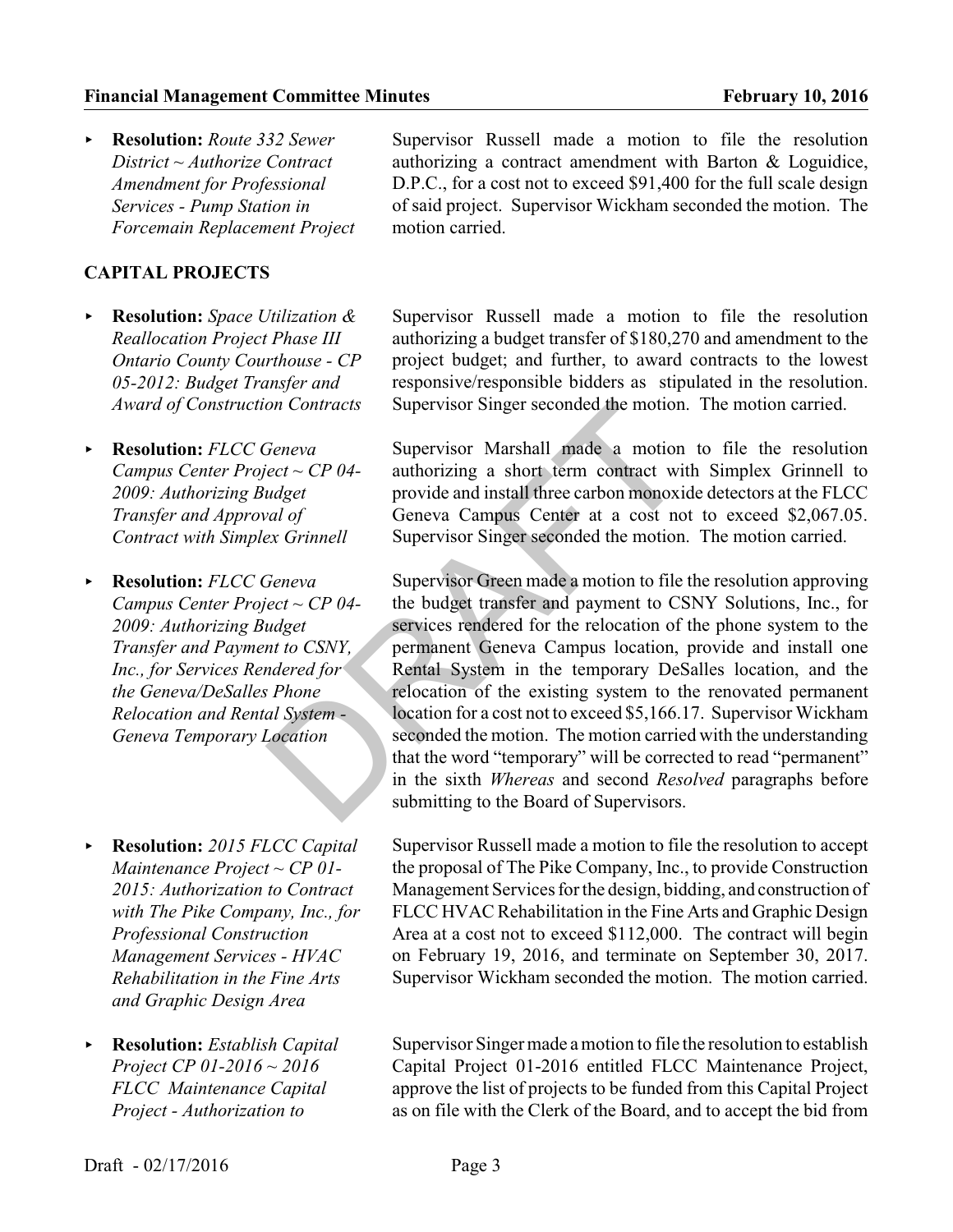- **Resolution:** *Route 332 Sewer District ~ Authorize Contract Amendment for Professional Services - Pump Station in Forcemain Replacement Project*

  Supervisor Russell made a motion to file the resolution authorizing a contract amendment with Barton & Loguidice, D.P.C., for a cost not to exceed $91,400 for the full scale design of said project. Supervisor Wickham seconded the motion. The motion carried.

## CAPITAL PROJECTS

- **Resolution:** *Space Utilization & Reallocation Project Phase III Ontario County Courthouse - CP 05-2012: Budget Transfer and Award of Construction Contracts*

  Supervisor Russell made a motion to file the resolution authorizing a budget transfer of $180,270 and amendment to the project budget; and further, to award contracts to the lowest responsive/responsible bidders as stipulated in the resolution. Supervisor Singer seconded the motion. The motion carried.

- **Resolution:** *FLCC Geneva Campus Center Project ~ CP 04-2009: Authorizing Budget Transfer and Approval of Contract with Simplex Grinnell*

  Supervisor Marshall made a motion to file the resolution authorizing a short term contract with Simplex Grinnell to provide and install three carbon monoxide detectors at the FLCC Geneva Campus Center at a cost not to exceed $2,067.05. Supervisor Singer seconded the motion. The motion carried.

- **Resolution:** *FLCC Geneva Campus Center Project ~ CP 04-2009: Authorizing Budget Transfer and Payment to CSNY, Inc., for Services Rendered for the Geneva/DeSalles Phone Relocation and Rental System - Geneva Temporary Location*

  Supervisor Green made a motion to file the resolution approving the budget transfer and payment to CSNY Solutions, Inc., for services rendered for the relocation of the phone system to the permanent Geneva Campus location, provide and install one Rental System in the temporary DeSalles location, and the relocation of the existing system to the renovated permanent location for a cost not to exceed $5,166.17. Supervisor Wickham seconded the motion. The motion carried with the understanding that the word "temporary" will be corrected to read "permanent" in the sixth *Whereas* and second *Resolved* paragraphs before submitting to the Board of Supervisors.

- **Resolution:** *2015 FLCC Capital Maintenance Project ~ CP 01-2015: Authorization to Contract with The Pike Company, Inc., for Professional Construction Management Services - HVAC Rehabilitation in the Fine Arts and Graphic Design Area*

  Supervisor Russell made a motion to file the resolution to accept the proposal of The Pike Company, Inc., to provide Construction Management Services for the design, bidding, and construction of FLCC HVAC Rehabilitation in the Fine Arts and Graphic Design Area at a cost not to exceed $112,000. The contract will begin on February 19, 2016, and terminate on September 30, 2017. Supervisor Wickham seconded the motion. The motion carried.

- **Resolution:** *Establish Capital Project CP 01-2016 ~ 2016 FLCC Maintenance Capital Project - Authorization to*

  Supervisor Singer made a motion to file the resolution to establish Capital Project 01-2016 entitled FLCC Maintenance Project, approve the list of projects to be funded from this Capital Project as on file with the Clerk of the Board, and to accept the bid from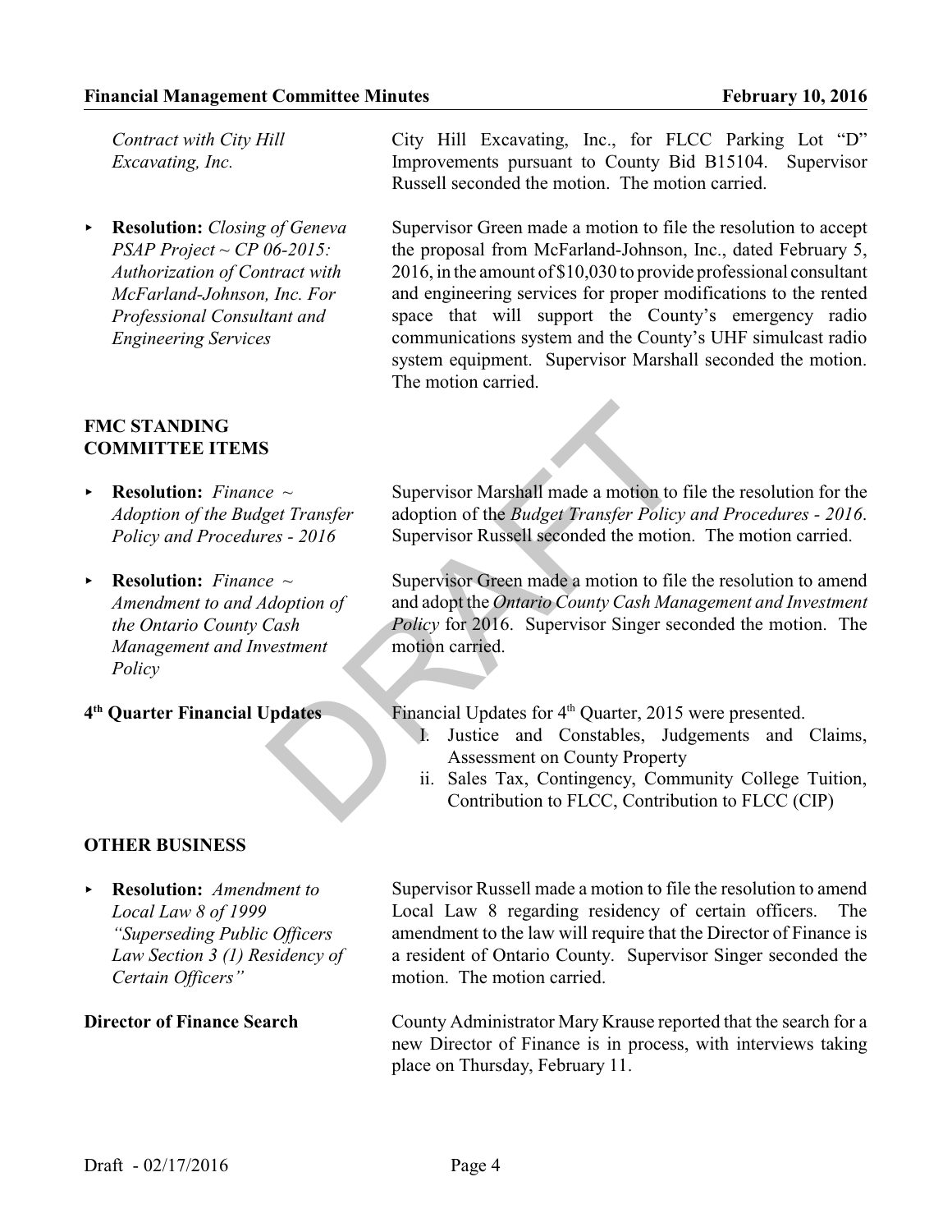*Contract with City Hill Excavating, Inc.*

City Hill Excavating, Inc., for FLCC Parking Lot "D" Improvements pursuant to County Bid B15104. Supervisor Russell seconded the motion. The motion carried.

- **Resolution:** *Closing of Geneva PSAP Project ~ CP 06-2015: Authorization of Contract with McFarland-Johnson, Inc. For Professional Consultant and Engineering Services*

  Supervisor Green made a motion to file the resolution to accept the proposal from McFarland-Johnson, Inc., dated February 5, 2016, in the amount of $10,030 to provide professional consultant and engineering services for proper modifications to the rented space that will support the County's emergency radio communications system and the County's UHF simulcast radio system equipment. Supervisor Marshall seconded the motion. The motion carried.

## FMC STANDING COMMITTEE ITEMS

- **Resolution:** *Finance ~ Adoption of the Budget Transfer Policy and Procedures - 2016*

  Supervisor Marshall made a motion to file the resolution for the adoption of the *Budget Transfer Policy and Procedures - 2016*. Supervisor Russell seconded the motion. The motion carried.

- **Resolution:** *Finance ~ Amendment to and Adoption of the Ontario County Cash Management and Investment Policy*

  Supervisor Green made a motion to file the resolution to amend and adopt the *Ontario County Cash Management and Investment Policy* for 2016. Supervisor Singer seconded the motion. The motion carried.

**4th Quarter Financial Updates**

Financial Updates for 4th Quarter, 2015 were presented.

I. Justice and Constables, Judgements and Claims, Assessment on County Property
ii. Sales Tax, Contingency, Community College Tuition, Contribution to FLCC, Contribution to FLCC (CIP)

## OTHER BUSINESS

- **Resolution:** *Amendment to Local Law 8 of 1999 "Superseding Public Officers Law Section 3 (1) Residency of Certain Officers"*

  Supervisor Russell made a motion to file the resolution to amend Local Law 8 regarding residency of certain officers. The amendment to the law will require that the Director of Finance is a resident of Ontario County. Supervisor Singer seconded the motion. The motion carried.

**Director of Finance Search**

County Administrator Mary Krause reported that the search for a new Director of Finance is in process, with interviews taking place on Thursday, February 11.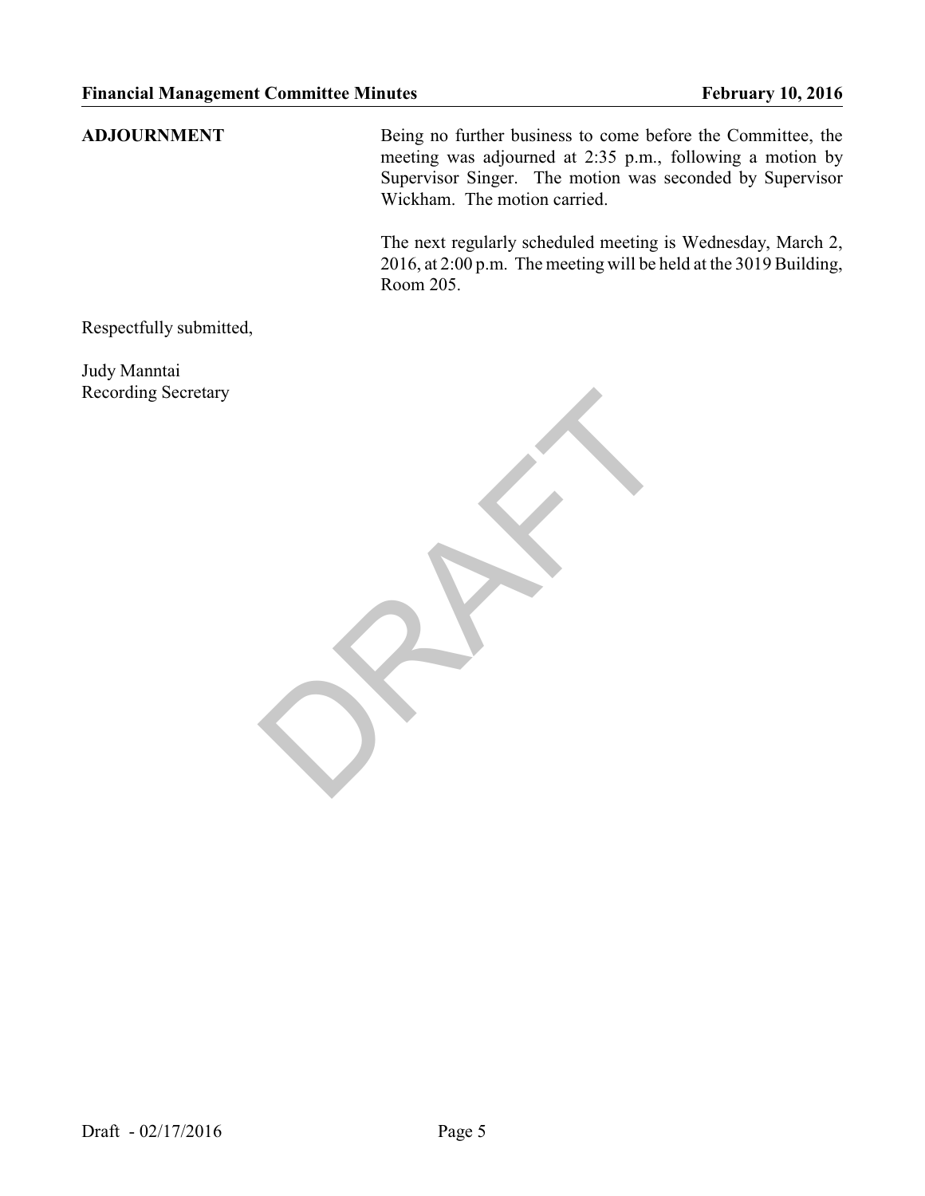**ADJOURNMENT**

Being no further business to come before the Committee, the meeting was adjourned at 2:35 p.m., following a motion by Supervisor Singer. The motion was seconded by Supervisor Wickham. The motion carried.

The next regularly scheduled meeting is Wednesday, March 2, 2016, at 2:00 p.m. The meeting will be held at the 3019 Building, Room 205.

Respectfully submitted,

Judy Manntai
Recording Secretary

DRAFT